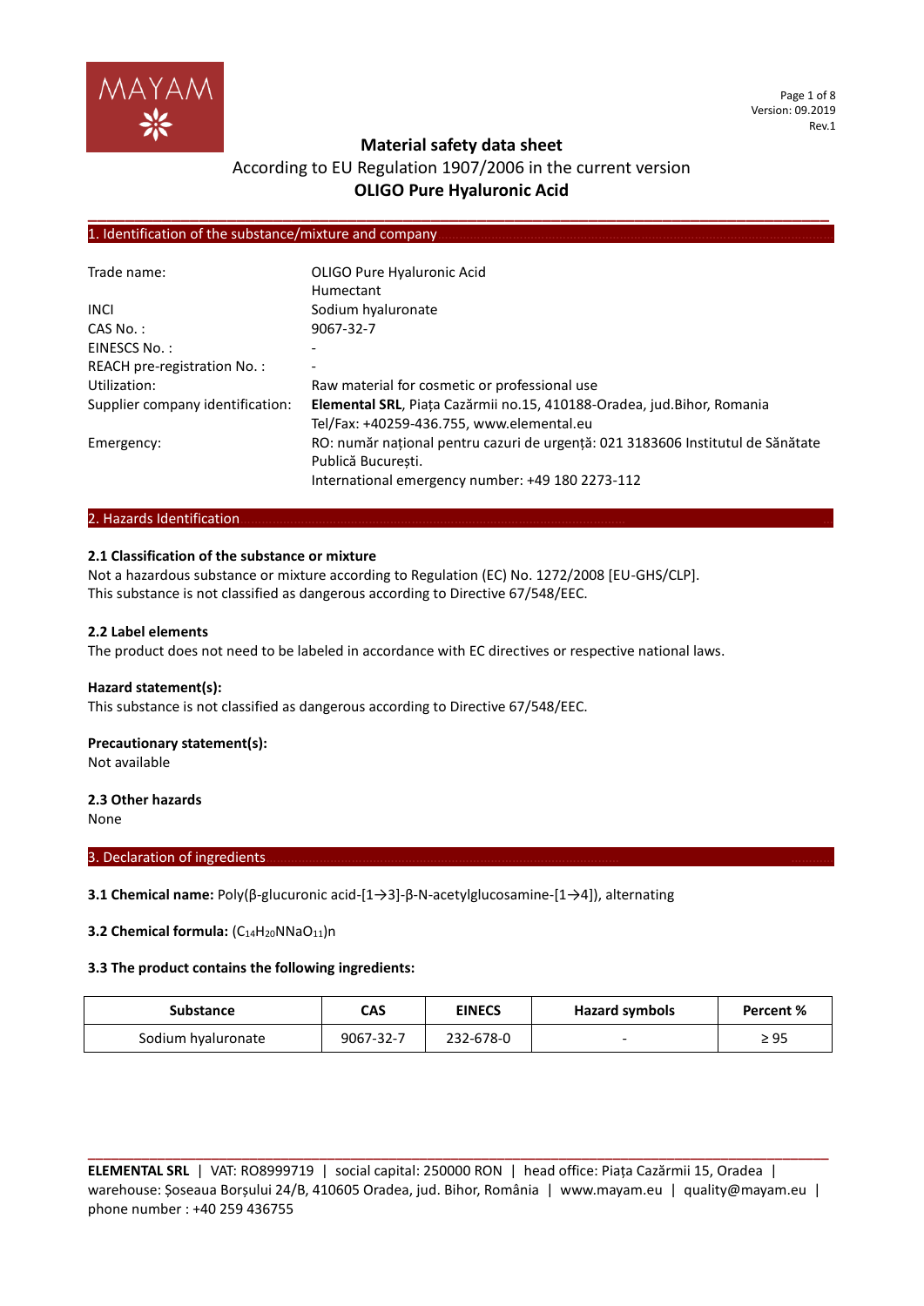# Material safety data sheet

According to EU Regulation 1907/2006 in the current version

**OLIGO Pure Hyaluronic Acid**

## 1. Identification of the substance/mixture and company

| | |
|---|---|
| Trade name: | OLIGO Pure Hyaluronic Acid<br>Humectant |
| INCI | Sodium hyaluronate |
| CAS No. : | 9067-32-7 |
| EINESCS No. : | - |
| REACH pre-registration No. : | - |
| Utilization: | Raw material for cosmetic or professional use |
| Supplier company identification: | **Elemental SRL**, Piața Cazărmii no.15, 410188-Oradea, jud.Bihor, Romania<br>Tel/Fax: +40259-436.755, www.elemental.eu |
| Emergency: | RO: număr național pentru cazuri de urgență: 021 3183606 Institutul de Sănătate Publică București.<br>International emergency number: +49 180 2273-112 |

## 2. Hazards Identification

### 2.1 Classification of the substance or mixture

Not a hazardous substance or mixture according to Regulation (EC) No. 1272/2008 [EU-GHS/CLP].
This substance is not classified as dangerous according to Directive 67/548/EEC.

### 2.2 Label elements

The product does not need to be labeled in accordance with EC directives or respective national laws.

**Hazard statement(s):**
This substance is not classified as dangerous according to Directive 67/548/EEC.

**Precautionary statement(s):**
Not available

### 2.3 Other hazards

None

## 3. Declaration of ingredients

**3.1 Chemical name:** Poly(β-glucuronic acid-[1→3]-β-N-acetylglucosamine-[1→4]), alternating

**3.2 Chemical formula:** $(C_{14}H_{20}NNaO_{11})n$

**3.3 The product contains the following ingredients:**

| Substance | CAS | EINECS | Hazard symbols | Percent % |
|---|---|---|---|---|
| Sodium hyaluronate | 9067-32-7 | 232-678-0 | - | ≥ 95 |

**ELEMENTAL SRL** | VAT: RO8999719 | social capital: 250000 RON | head office: Piața Cazărmii 15, Oradea | warehouse: Șoseaua Borșului 24/B, 410605 Oradea, jud. Bihor, România | www.mayam.eu | quality@mayam.eu | phone number : +40 259 436755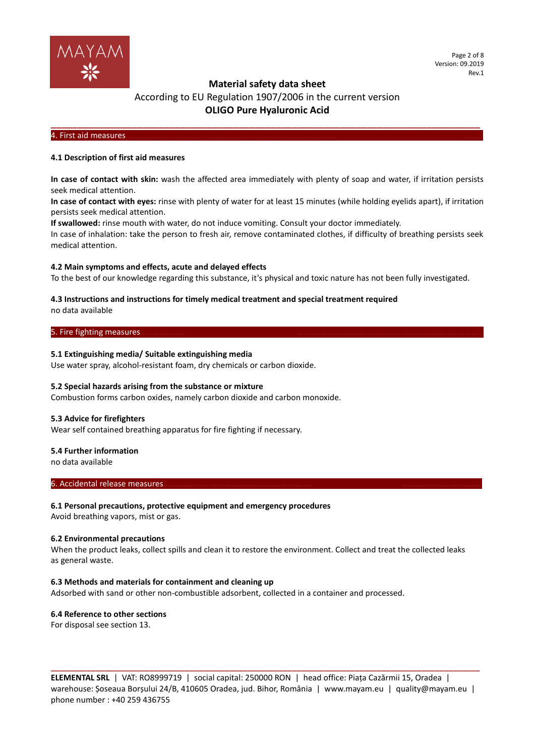## 4. First aid measures

### 4.1 Description of first aid measures

**In case of contact with skin:** wash the affected area immediately with plenty of soap and water, if irritation persists seek medical attention.
**In case of contact with eyes:** rinse with plenty of water for at least 15 minutes (while holding eyelids apart), if irritation persists seek medical attention.
**If swallowed:** rinse mouth with water, do not induce vomiting. Consult your doctor immediately.
In case of inhalation: take the person to fresh air, remove contaminated clothes, if difficulty of breathing persists seek medical attention.

### 4.2 Main symptoms and effects, acute and delayed effects

To the best of our knowledge regarding this substance, it's physical and toxic nature has not been fully investigated.

### 4.3 Instructions and instructions for timely medical treatment and special treatment required

no data available

## 5. Fire fighting measures

### 5.1 Extinguishing media/ Suitable extinguishing media

Use water spray, alcohol-resistant foam, dry chemicals or carbon dioxide.

### 5.2 Special hazards arising from the substance or mixture

Combustion forms carbon oxides, namely carbon dioxide and carbon monoxide.

### 5.3 Advice for firefighters

Wear self contained breathing apparatus for fire fighting if necessary.

### 5.4 Further information

no data available

## 6. Accidental release measures

### 6.1 Personal precautions, protective equipment and emergency procedures

Avoid breathing vapors, mist or gas.

### 6.2 Environmental precautions

When the product leaks, collect spills and clean it to restore the environment. Collect and treat the collected leaks as general waste.

### 6.3 Methods and materials for containment and cleaning up

Adsorbed with sand or other non-combustible adsorbent, collected in a container and processed.

### 6.4 Reference to other sections

For disposal see section 13.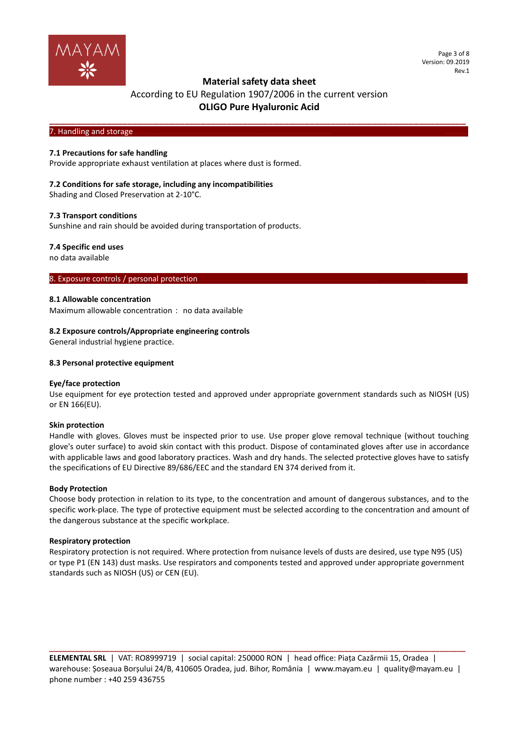## 7. Handling and storage

### 7.1 Precautions for safe handling

Provide appropriate exhaust ventilation at places where dust is formed.

### 7.2 Conditions for safe storage, including any incompatibilities

Shading and Closed Preservation at 2-10°C.

### 7.3 Transport conditions

Sunshine and rain should be avoided during transportation of products.

### 7.4 Specific end uses

no data available

## 8. Exposure controls / personal protection

### 8.1 Allowable concentration

Maximum allowable concentration ： no data available

### 8.2 Exposure controls/Appropriate engineering controls

General industrial hygiene practice.

### 8.3 Personal protective equipment

**Eye/face protection**

Use equipment for eye protection tested and approved under appropriate government standards such as NIOSH (US) or EN 166(EU).

**Skin protection**

Handle with gloves. Gloves must be inspected prior to use. Use proper glove removal technique (without touching glove's outer surface) to avoid skin contact with this product. Dispose of contaminated gloves after use in accordance with applicable laws and good laboratory practices. Wash and dry hands. The selected protective gloves have to satisfy the specifications of EU Directive 89/686/EEC and the standard EN 374 derived from it.

**Body Protection**

Choose body protection in relation to its type, to the concentration and amount of dangerous substances, and to the specific work-place. The type of protective equipment must be selected according to the concentration and amount of the dangerous substance at the specific workplace.

**Respiratory protection**

Respiratory protection is not required. Where protection from nuisance levels of dusts are desired, use type N95 (US) or type P1 (EN 143) dust masks. Use respirators and components tested and approved under appropriate government standards such as NIOSH (US) or CEN (EU).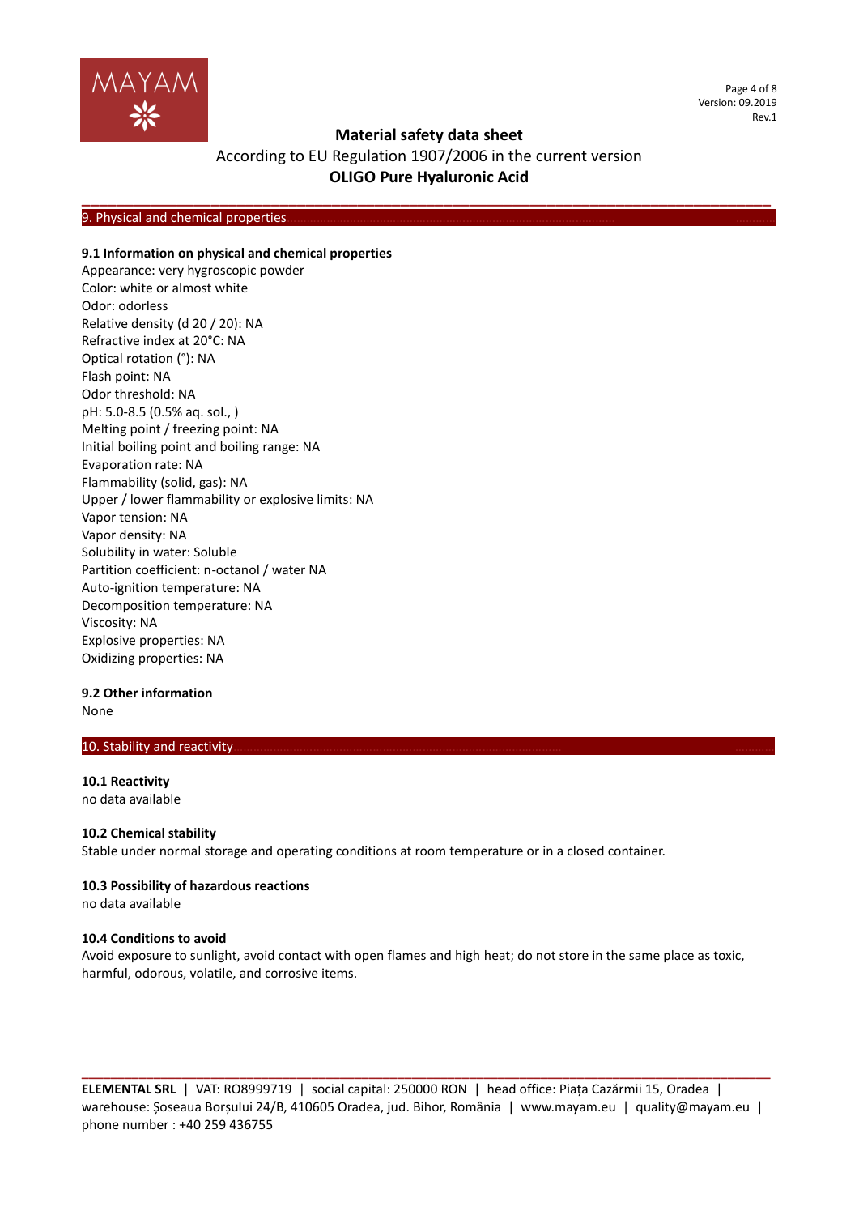## 9. Physical and chemical properties

### 9.1 Information on physical and chemical properties

Appearance: very hygroscopic powder
Color: white or almost white
Odor: odorless
Relative density (d 20 / 20): NA
Refractive index at 20°C: NA
Optical rotation (°): NA
Flash point: NA
Odor threshold: NA
pH: 5.0-8.5 (0.5% aq. sol., )
Melting point / freezing point: NA
Initial boiling point and boiling range: NA
Evaporation rate: NA
Flammability (solid, gas): NA
Upper / lower flammability or explosive limits: NA
Vapor tension: NA
Vapor density: NA
Solubility in water: Soluble
Partition coefficient: n-octanol / water NA
Auto-ignition temperature: NA
Decomposition temperature: NA
Viscosity: NA
Explosive properties: NA
Oxidizing properties: NA

### 9.2 Other information

None

## 10. Stability and reactivity

### 10.1 Reactivity

no data available

### 10.2 Chemical stability

Stable under normal storage and operating conditions at room temperature or in a closed container.

### 10.3 Possibility of hazardous reactions

no data available

### 10.4 Conditions to avoid

Avoid exposure to sunlight, avoid contact with open flames and high heat; do not store in the same place as toxic, harmful, odorous, volatile, and corrosive items.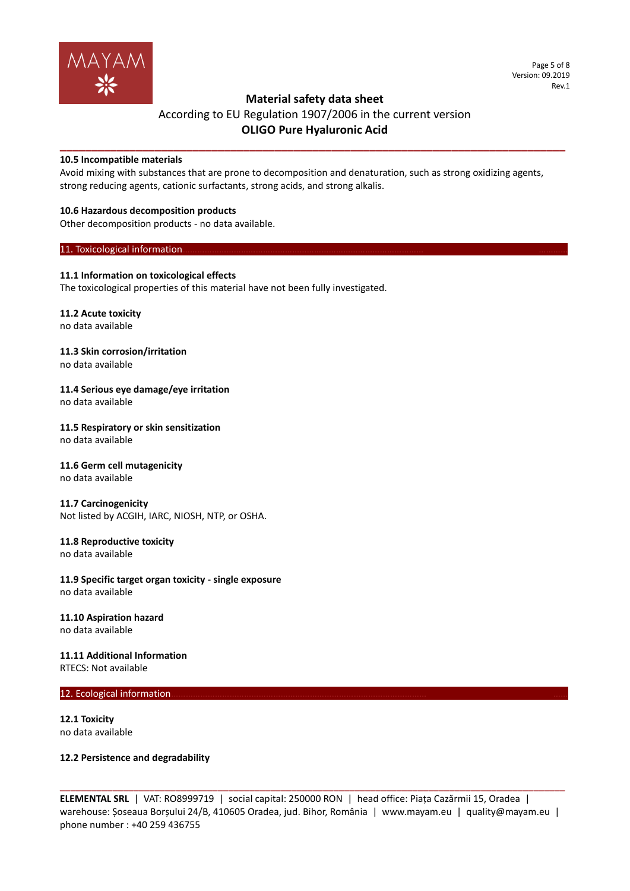### 10.5 Incompatible materials

Avoid mixing with substances that are prone to decomposition and denaturation, such as strong oxidizing agents, strong reducing agents, cationic surfactants, strong acids, and strong alkalis.

### 10.6 Hazardous decomposition products

Other decomposition products - no data available.

## 11. Toxicological information

### 11.1 Information on toxicological effects

The toxicological properties of this material have not been fully investigated.

### 11.2 Acute toxicity

no data available

### 11.3 Skin corrosion/irritation

no data available

### 11.4 Serious eye damage/eye irritation

no data available

### 11.5 Respiratory or skin sensitization

no data available

### 11.6 Germ cell mutagenicity

no data available

### 11.7 Carcinogenicity

Not listed by ACGIH, IARC, NIOSH, NTP, or OSHA.

### 11.8 Reproductive toxicity

no data available

### 11.9 Specific target organ toxicity - single exposure

no data available

### 11.10 Aspiration hazard

no data available

### 11.11 Additional Information

RTECS: Not available

## 12. Ecological information

### 12.1 Toxicity

no data available

### 12.2 Persistence and degradability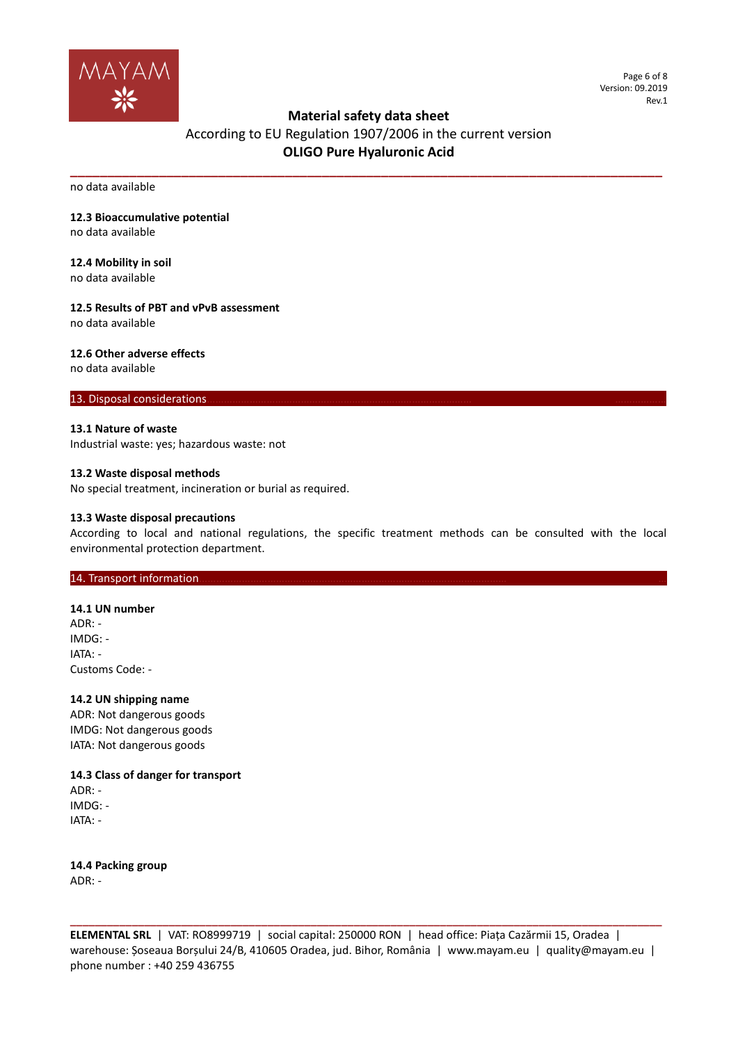no data available

### 12.3 Bioaccumulative potential

no data available

### 12.4 Mobility in soil

no data available

### 12.5 Results of PBT and vPvB assessment

no data available

### 12.6 Other adverse effects

no data available

## 13. Disposal considerations

### 13.1 Nature of waste

Industrial waste: yes; hazardous waste: not

### 13.2 Waste disposal methods

No special treatment, incineration or burial as required.

### 13.3 Waste disposal precautions

According to local and national regulations, the specific treatment methods can be consulted with the local environmental protection department.

## 14. Transport information

### 14.1 UN number

ADR: -
IMDG: -
IATA: -
Customs Code: -

### 14.2 UN shipping name

ADR: Not dangerous goods
IMDG: Not dangerous goods
IATA: Not dangerous goods

### 14.3 Class of danger for transport

ADR: -
IMDG: -
IATA: -

### 14.4 Packing group

ADR: -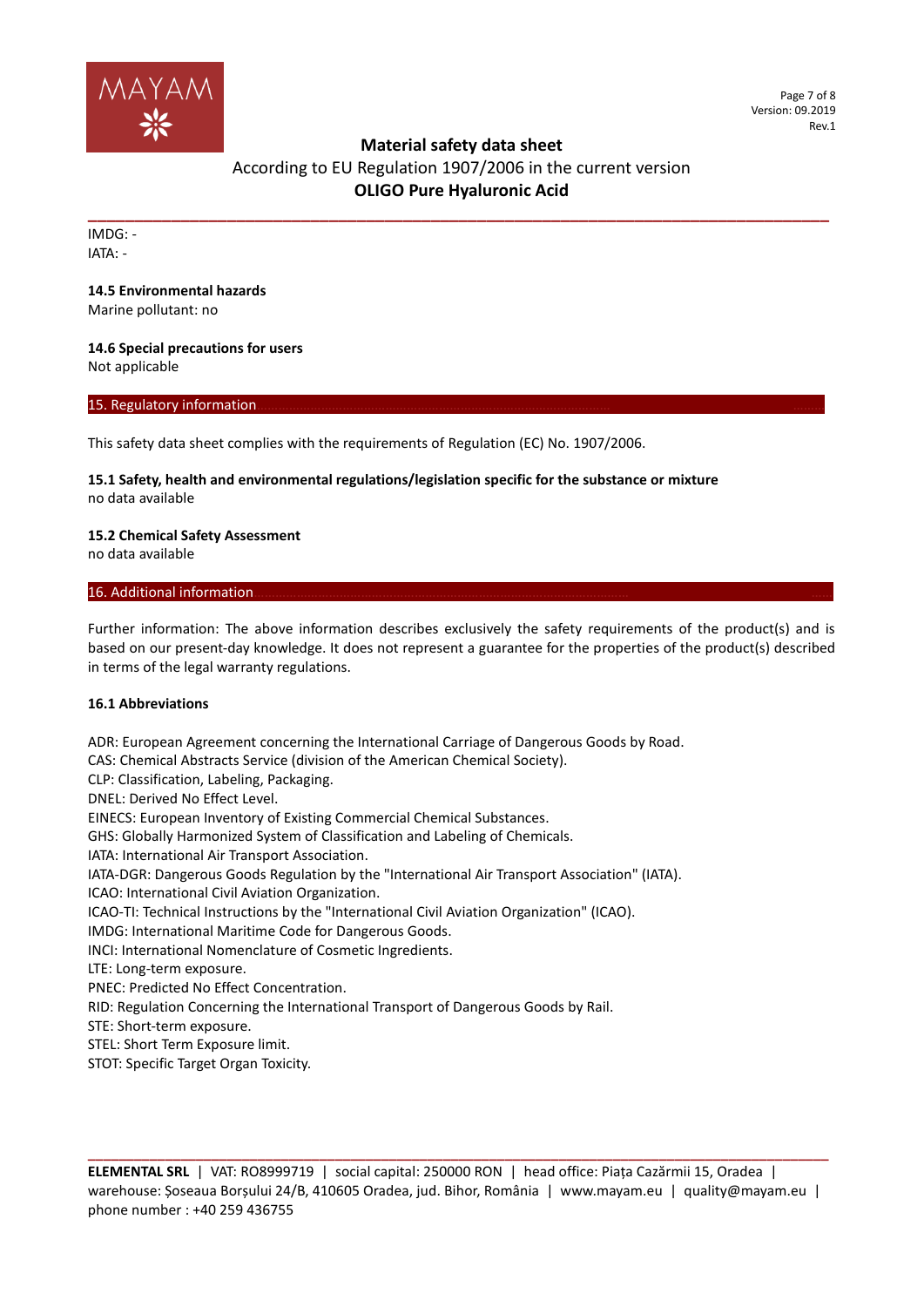IMDG: -
IATA: -

### 14.5 Environmental hazards

Marine pollutant: no

### 14.6 Special precautions for users

Not applicable

## 15. Regulatory information

This safety data sheet complies with the requirements of Regulation (EC) No. 1907/2006.

### 15.1 Safety, health and environmental regulations/legislation specific for the substance or mixture

no data available

### 15.2 Chemical Safety Assessment

no data available

## 16. Additional information

Further information: The above information describes exclusively the safety requirements of the product(s) and is based on our present-day knowledge. It does not represent a guarantee for the properties of the product(s) described in terms of the legal warranty regulations.

### 16.1 Abbreviations

ADR: European Agreement concerning the International Carriage of Dangerous Goods by Road.
CAS: Chemical Abstracts Service (division of the American Chemical Society).
CLP: Classification, Labeling, Packaging.
DNEL: Derived No Effect Level.
EINECS: European Inventory of Existing Commercial Chemical Substances.
GHS: Globally Harmonized System of Classification and Labeling of Chemicals.
IATA: International Air Transport Association.
IATA-DGR: Dangerous Goods Regulation by the "International Air Transport Association" (IATA).
ICAO: International Civil Aviation Organization.
ICAO-TI: Technical Instructions by the "International Civil Aviation Organization" (ICAO).
IMDG: International Maritime Code for Dangerous Goods.
INCI: International Nomenclature of Cosmetic Ingredients.
LTE: Long-term exposure.
PNEC: Predicted No Effect Concentration.
RID: Regulation Concerning the International Transport of Dangerous Goods by Rail.
STE: Short-term exposure.
STEL: Short Term Exposure limit.
STOT: Specific Target Organ Toxicity.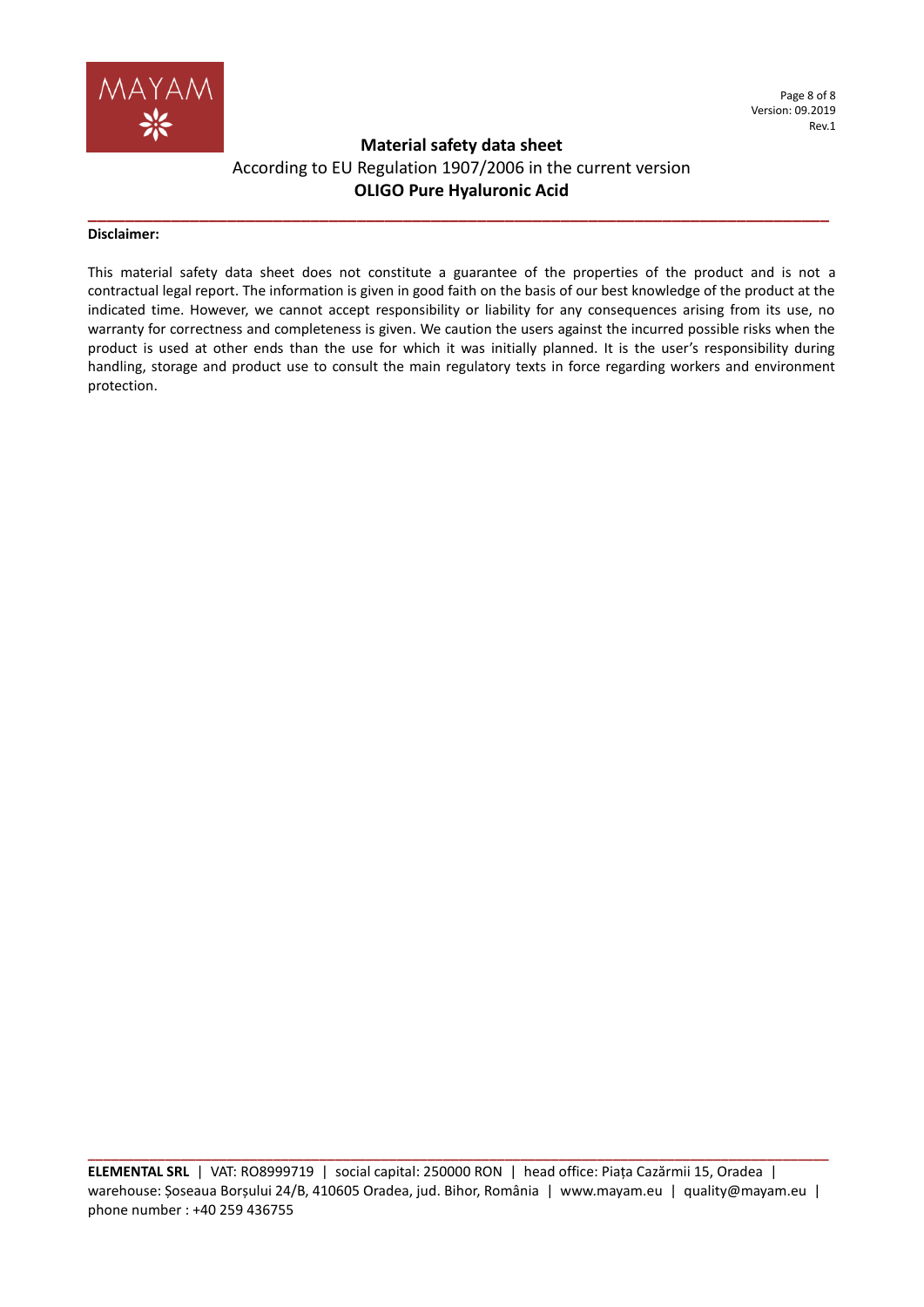**Disclaimer:**

This material safety data sheet does not constitute a guarantee of the properties of the product and is not a contractual legal report. The information is given in good faith on the basis of our best knowledge of the product at the indicated time. However, we cannot accept responsibility or liability for any consequences arising from its use, no warranty for correctness and completeness is given. We caution the users against the incurred possible risks when the product is used at other ends than the use for which it was initially planned. It is the user's responsibility during handling, storage and product use to consult the main regulatory texts in force regarding workers and environment protection.